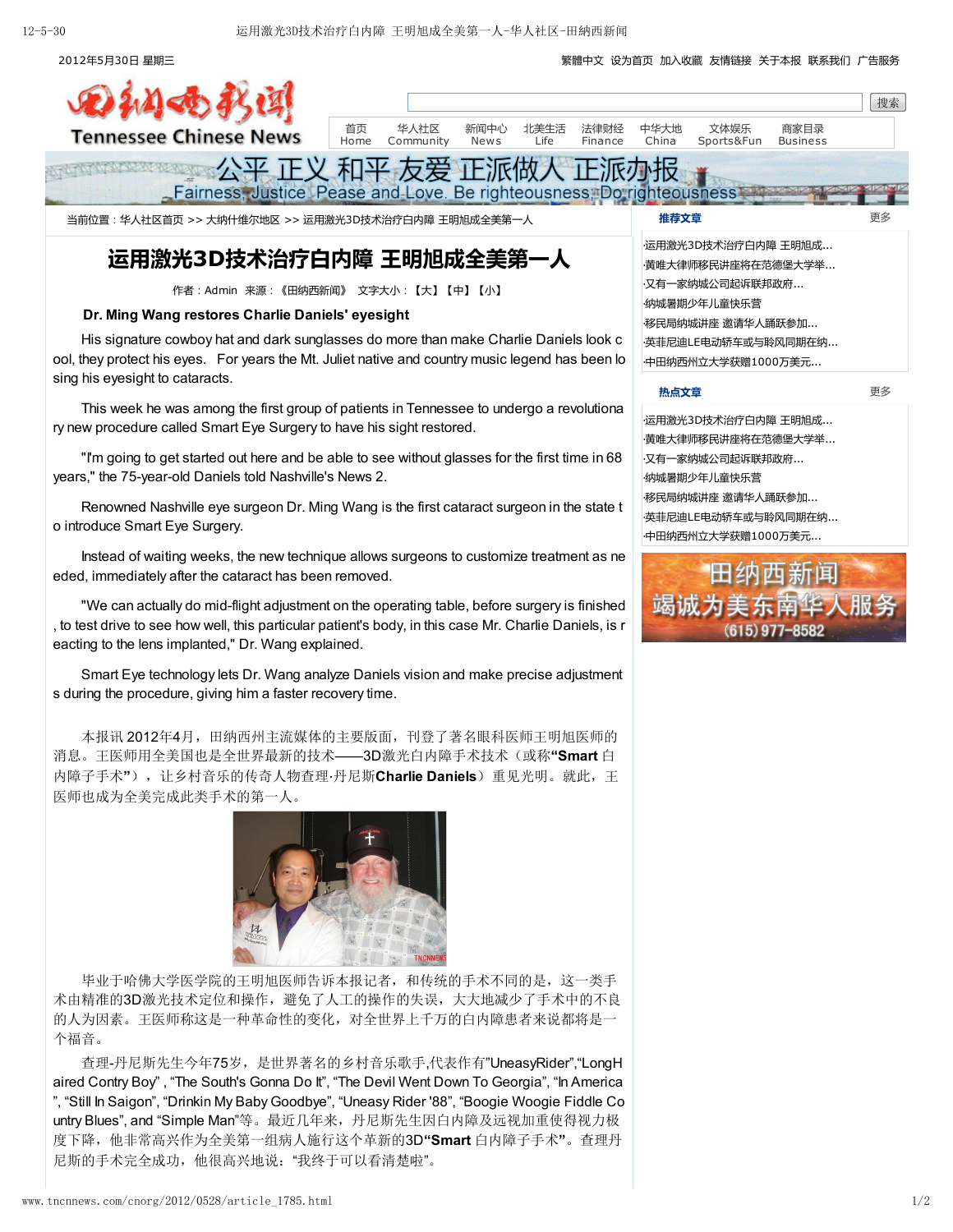2012年5月30日 星期三

繁體中文 设为首页 加入收藏 友情链接 关于本报 联系我们 广告服务

Tennessee Chinese News

首页 Home | 华人社区 Community | 新闻中心 News | 北美生活 Life | 法律财经 Finance | 中华大地 China | 文体娱乐 Sports&Fun | 商家目录 Business

公平 正义 和平 友爱 正派做人 正派办报
Fairness Justice Pease and Love. Be righteousness Do righteousness

当前位置：华人社区首页 >> 大纳什维尔地区 >> 运用激光3D技术治疗白内障 王明旭成全美第一人

# 运用激光3D技术治疗白内障 王明旭成全美第一人

作者：Admin 来源：《田納西新闻》 文字大小：【大】【中】【小】

**Dr. Ming Wang restores Charlie Daniels' eyesight**

His signature cowboy hat and dark sunglasses do more than make Charlie Daniels look cool, they protect his eyes. For years the Mt. Juliet native and country music legend has been losing his eyesight to cataracts.

This week he was among the first group of patients in Tennessee to undergo a revolutionary new procedure called Smart Eye Surgery to have his sight restored.

"I'm going to get started out here and be able to see without glasses for the first time in 68 years," the 75-year-old Daniels told Nashville's News 2.

Renowned Nashville eye surgeon Dr. Ming Wang is the first cataract surgeon in the state to introduce Smart Eye Surgery.

Instead of waiting weeks, the new technique allows surgeons to customize treatment as needed, immediately after the cataract has been removed.

"We can actually do mid-flight adjustment on the operating table, before surgery is finished, to test drive to see how well, this particular patient's body, in this case Mr. Charlie Daniels, is reacting to the lens implanted," Dr. Wang explained.

Smart Eye technology lets Dr. Wang analyze Daniels vision and make precise adjustments during the procedure, giving him a faster recovery time.

本报讯 2012年4月，田纳西州主流媒体的主要版面，刊登了著名眼科医师王明旭医师的消息。王医师用全美国也是全世界最新的技术——3D激光白内障手术技术（或称**"Smart** 白内障子手术**"**），让乡村音乐的传奇人物查理·丹尼斯**Charlie Daniels**）重见光明。就此，王医师也成为全美完成此类手术的第一人。

毕业于哈佛大学医学院的王明旭医师告诉本报记者，和传统的手术不同的是，这一类手术由精准的3D激光技术定位和操作，避免了人工的操作的失误，大大地减少了手术中的不良的人为因素。王医师称这是一种革命性的变化，对全世界上千万的白内障患者来说都将是一个福音。

查理-丹尼斯先生今年75岁，是世界著名的乡村音乐歌手,代表作有"UneasyRider","LongHaired Contry Boy" , "The South's Gonna Do It", "The Devil Went Down To Georgia", "In America", "Still In Saigon", "Drinkin My Baby Goodbye", "Uneasy Rider '88", "Boogie Woogie Fiddle Country Blues", and "Simple Man"等。最近几年来，丹尼斯先生因白内障及远视加重使得视力极度下降，他非常高兴作为全美第一组病人施行这个革新的3D**"Smart** 白内障子手术**"**。查理丹尼斯的手术完全成功，他很高兴地说："我终于可以看清楚啦"。

**推荐文章** 更多

- 运用激光3D技术治疗白内障 王明旭成...
- 黄唯大律师移民讲座将在范德堡大学举...
- 又有一家纳城公司起诉联邦政府...
- 纳城暑期少年儿童快乐营
- 移民局纳城讲座 邀请华人踊跃参加...
- 英菲尼迪LE电动轿车或与聆风同期在纳...
- 中田纳西州立大学获赠1000万美元...

**热点文章** 更多

- 运用激光3D技术治疗白内障 王明旭成...
- 黄唯大律师移民讲座将在范德堡大学举...
- 又有一家纳城公司起诉联邦政府...
- 纳城暑期少年儿童快乐营
- 移民局纳城讲座 邀请华人踊跃参加...
- 英菲尼迪LE电动轿车或与聆风同期在纳...
- 中田纳西州立大学获赠1000万美元...

田纳西新闻
竭诚为美东南华人服务
(615) 977-8582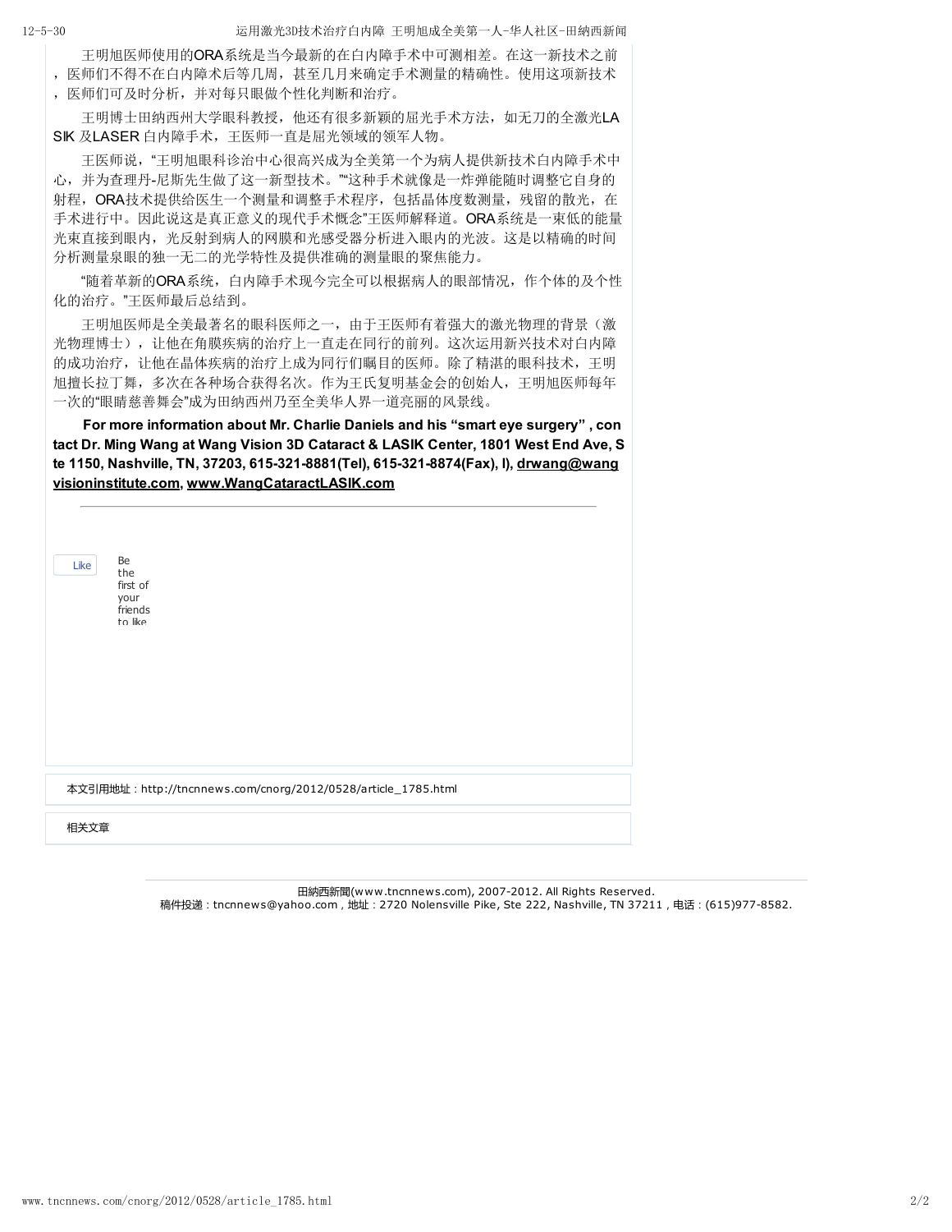王明旭医师使用的ORA系统是当今最新的在白内障手术中可测相差。在这一新技术之前，医师们不得不在白内障术后等几周，甚至几月来确定手术测量的精确性。使用这项新技术，医师们可及时分析，并对每只眼做个性化判断和治疗。

王明博士田纳西州大学眼科教授，他还有很多新颖的屈光手术方法，如无刀的全激光LASIK 及LASER 白内障手术，王医师一直是屈光领域的领军人物。

王医师说，"王明旭眼科诊治中心很高兴成为全美第一个为病人提供新技术白内障手术中心，并为查理丹-尼斯先生做了这一新型技术。""这种手术就像是一炸弹能随时调整它自身的射程，ORA技术提供给医生一个测量和调整手术程序，包括晶体度数测量，残留的散光，在手术进行中。因此说这是真正意义的现代手术概念"王医师解释道。ORA系统是一束低的能量光束直接到眼内，光反射到病人的网膜和光感受器分析进入眼内的光波。这是以精确的时间分析测量泉眼的独一无二的光学特性及提供准确的测量眼的聚焦能力。

"随着革新的ORA系统，白内障手术现今完全可以根据病人的眼部情况，作个体的及个性化的治疗。"王医师最后总结到。

王明旭医师是全美最著名的眼科医师之一，由于王医师有着强大的激光物理的背景（激光物理博士），让他在角膜疾病的治疗上一直走在同行的前列。这次运用新兴技术对白内障的成功治疗，让他在晶体疾病的治疗上成为同行们瞩目的医师。除了精湛的眼科技术，王明旭擅长拉丁舞，多次在各种场合获得名次。作为王氏复明基金会的创始人，王明旭医师每年一次的"眼睛慈善舞会"成为田纳西州乃至全美华人界一道亮丽的风景线。

**For more information about Mr. Charlie Daniels and his "smart eye surgery" , contact Dr. Ming Wang at Wang Vision 3D Cataract & LASIK Center, 1801 West End Ave, Ste 1150, Nashville, TN, 37203, 615-321-8881(Tel), 615-321-8874(Fax), l), drwang@wangvisioninstitute.com, www.WangCataractLASIK.com**

---

Like Be the first of your friends to like

本文引用地址：http://tncnnews.com/cnorg/2012/0528/article_1785.html

相关文章

田纳西新聞(www.tncnnews.com), 2007-2012. All Rights Reserved.
稿件投递：tncnnews@yahoo.com，地址：2720 Nolensville Pike, Ste 222, Nashville, TN 37211，电话：(615)977-8582.